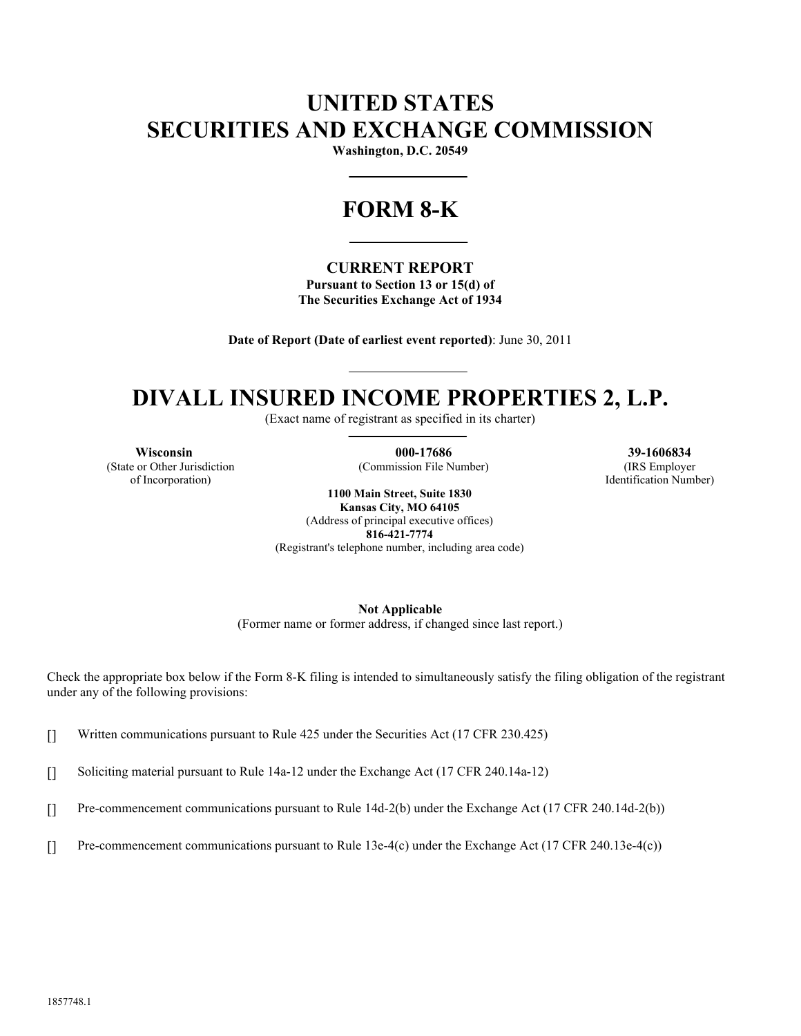# UNITED STATES
# SECURITIES AND EXCHANGE COMMISSION

**Washington, D.C. 20549**

# FORM 8-K

**CURRENT REPORT**
**Pursuant to Section 13 or 15(d) of**
**The Securities Exchange Act of 1934**

**Date of Report (Date of earliest event reported)**: June 30, 2011

# DIVALL INSURED INCOME PROPERTIES 2, L.P.

(Exact name of registrant as specified in its charter)

| **Wisconsin** | **000-17686** | **39-1606834** |
|---|---|---|
| (State or Other Jurisdiction of Incorporation) | (Commission File Number) | (IRS Employer Identification Number) |

**1100 Main Street, Suite 1830**
**Kansas City, MO 64105**
(Address of principal executive offices)
**816-421-7774**
(Registrant's telephone number, including area code)

**Not Applicable**
(Former name or former address, if changed since last report.)

Check the appropriate box below if the Form 8-K filing is intended to simultaneously satisfy the filing obligation of the registrant under any of the following provisions:

[] Written communications pursuant to Rule 425 under the Securities Act (17 CFR 230.425)

[] Soliciting material pursuant to Rule 14a-12 under the Exchange Act (17 CFR 240.14a-12)

[] Pre-commencement communications pursuant to Rule 14d-2(b) under the Exchange Act (17 CFR 240.14d-2(b))

[] Pre-commencement communications pursuant to Rule 13e-4(c) under the Exchange Act (17 CFR 240.13e-4(c))

1857748.1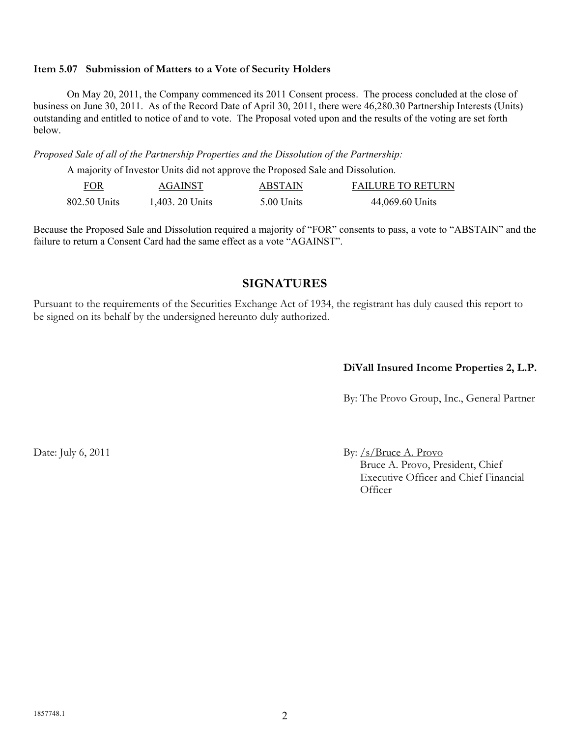**Item 5.07 Submission of Matters to a Vote of Security Holders**

On May 20, 2011, the Company commenced its 2011 Consent process. The process concluded at the close of business on June 30, 2011. As of the Record Date of April 30, 2011, there were 46,280.30 Partnership Interests (Units) outstanding and entitled to notice of and to vote. The Proposal voted upon and the results of the voting are set forth below.

*Proposed Sale of all of the Partnership Properties and the Dissolution of the Partnership:*

A majority of Investor Units did not approve the Proposed Sale and Dissolution.

| FOR | AGAINST | ABSTAIN | FAILURE TO RETURN |
|---|---|---|---|
| 802.50 Units | 1,403. 20 Units | 5.00 Units | 44,069.60 Units |

Because the Proposed Sale and Dissolution required a majority of "FOR" consents to pass, a vote to "ABSTAIN" and the failure to return a Consent Card had the same effect as a vote "AGAINST".

## SIGNATURES

Pursuant to the requirements of the Securities Exchange Act of 1934, the registrant has duly caused this report to be signed on its behalf by the undersigned hereunto duly authorized.

**DiVall Insured Income Properties 2, L.P.**

By: The Provo Group, Inc., General Partner

Date: July 6, 2011

By: /s/Bruce A. Provo
Bruce A. Provo, President, Chief Executive Officer and Chief Financial Officer

1857748.1